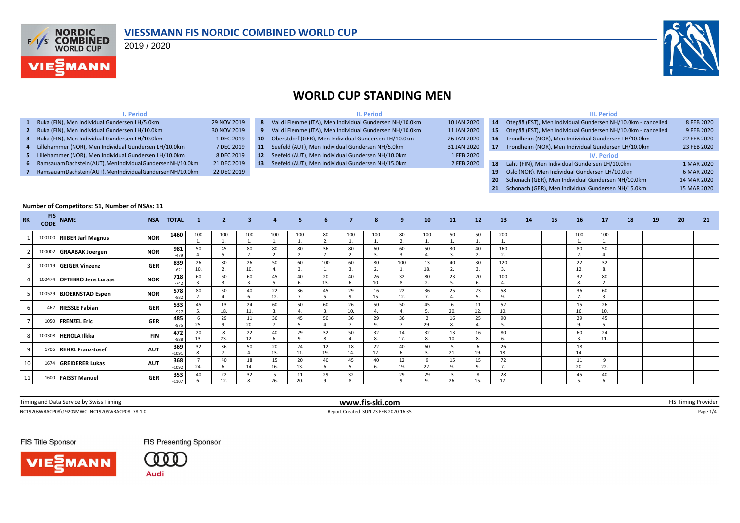# VIESSMANN FIS NORDIC COMBINED WORLD CUP

2019 / 2020

## WORLD CUP STANDING MEN

### I. Period

| # | Competition | Date |
|---|---|---|
| 1 | Ruka (FIN), Men Individual Gundersen LH/5.0km | 29 NOV 2019 |
| 2 | Ruka (FIN), Men Individual Gundersen LH/10.0km | 30 NOV 2019 |
| 3 | Ruka (FIN), Men Individual Gundersen LH/10.0km | 1 DEC 2019 |
| 4 | Lillehammer (NOR), Men Individual Gundersen LH/10.0km | 7 DEC 2019 |
| 5 | Lillehammer (NOR), Men Individual Gundersen LH/10.0km | 8 DEC 2019 |
| 6 | RamsauamDachstein(AUT),MenIndividualGundersenNH/10.0km | 21 DEC 2019 |
| 7 | RamsauamDachstein(AUT),MenIndividualGundersenNH/10.0km | 22 DEC 2019 |

### II. Period

| # | Competition | Date |
|---|---|---|
| 8 | Val di Fiemme (ITA), Men Individual Gundersen NH/10.0km | 10 JAN 2020 |
| 9 | Val di Fiemme (ITA), Men Individual Gundersen NH/10.0km | 11 JAN 2020 |
| 10 | Oberstdorf (GER), Men Individual Gundersen LH/10.0km | 26 JAN 2020 |
| 11 | Seefeld (AUT), Men Individual Gundersen NH/5.0km | 31 JAN 2020 |
| 12 | Seefeld (AUT), Men Individual Gundersen NH/10.0km | 1 FEB 2020 |
| 13 | Seefeld (AUT), Men Individual Gundersen NH/15.0km | 2 FEB 2020 |

### III. Period

| # | Competition | Date |
|---|---|---|
| 14 | Otepää (EST), Men Individual Gundersen NH/10.0km - cancelled | 8 FEB 2020 |
| 15 | Otepää (EST), Men Individual Gundersen NH/10.0km - cancelled | 9 FEB 2020 |
| 16 | Trondheim (NOR), Men Individual Gundersen LH/10.0km | 22 FEB 2020 |
| 17 | Trondheim (NOR), Men Individual Gundersen LH/10.0km | 23 FEB 2020 |

### IV. Period

| # | Competition | Date |
|---|---|---|
| 18 | Lahti (FIN), Men Individual Gundersen LH/10.0km | 1 MAR 2020 |
| 19 | Oslo (NOR), Men Individual Gundersen LH/10.0km | 6 MAR 2020 |
| 20 | Schonach (GER), Men Individual Gundersen NH/10.0km | 14 MAR 2020 |
| 21 | Schonach (GER), Men Individual Gundersen NH/15.0km | 15 MAR 2020 |

**Number of Competitors: 51, Number of NSAs: 11**

| RK | FIS CODE | NAME | NSA | TOTAL | 1 | 2 | 3 | 4 | 5 | 6 | 7 | 8 | 9 | 10 | 11 | 12 | 13 | 14 | 15 | 16 | 17 | 18 | 19 | 20 | 21 |
|---|---|---|---|---|---|---|---|---|---|---|---|---|---|---|---|---|---|---|---|---|---|---|---|---|---|
| 1 | 100100 | RIIBER Jarl Magnus | NOR | 1460 | 100 1. | 100 1. | 100 1. | 100 1. | 100 1. | 80 2. | 100 1. | 100 1. | 80 2. | 100 1. | 50 1. | 50 1. | 200 1. | | | 100 1. | 100 1. | | | | |
| 2 | 100002 | GRAABAK Joergen | NOR | 981 -479 | 50 4. | 45 5. | 80 2. | 80 2. | 80 2. | 36 7. | 80 2. | 60 3. | 60 3. | 50 4. | 30 3. | 40 2. | 160 2. | | | 80 2. | 50 4. | | | | |
| 3 | 100119 | GEIGER Vinzenz | GER | 839 -621 | 26 10. | 80 2. | 26 10. | 50 4. | 60 3. | 100 1. | 60 3. | 80 2. | 100 1. | 13 18. | 40 2. | 30 3. | 120 3. | | | 22 12. | 32 8. | | | | |
| 4 | 100474 | OFTEBRO Jens Luraas | NOR | 718 -742 | 60 3. | 60 3. | 60 3. | 45 5. | 40 6. | 20 13. | 40 6. | 26 10. | 32 8. | 80 2. | 23 5. | 20 6. | 100 4. | | | 32 8. | 80 2. | | | | |
| 5 | 100529 | BJOERNSTAD Espen | NOR | 578 -882 | 80 2. | 50 4. | 40 6. | 22 12. | 36 7. | 45 5. | 29 9. | 16 15. | 22 12. | 36 7. | 25 4. | 23 5. | 58 9. | | | 36 7. | 60 3. | | | | |
| 6 | 467 | RIESSLE Fabian | GER | 533 -927 | 45 5. | 13 18. | 24 11. | 60 3. | 50 4. | 60 3. | 26 10. | 50 4. | 50 4. | 45 5. | 6 20. | 11 12. | 52 10. | | | 15 16. | 26 10. | | | | |
| 7 | 1050 | FRENZEL Eric | GER | 485 -975 | 6 25. | 29 9. | 11 20. | 36 7. | 45 5. | 50 4. | 36 7. | 29 9. | 36 7. | 2 29. | 16 8. | 25 4. | 90 5. | | | 29 9. | 45 5. | | | | |
| 8 | 100308 | HEROLA Ilkka | FIN | 472 -988 | 20 13. | 8 23. | 22 12. | 40 6. | 29 9. | 32 8. | 50 4. | 32 8. | 14 17. | 32 8. | 13 10. | 16 8. | 80 6. | | | 60 3. | 24 11. | | | | |
| 9 | 1706 | REHRL Franz-Josef | AUT | 369 -1091 | 32 8. | 36 7. | 50 4. | 20 13. | 24 11. | 12 19. | 18 14. | 22 12. | 40 6. | 60 3. | 5 21. | 6 19. | 26 18. | | | 18 14. | | | | | |
| 10 | 1674 | GREIDERER Lukas | AUT | 368 -1092 | 7 24. | 40 6. | 18 14. | 15 16. | 20 13. | 40 6. | 45 5. | 40 6. | 12 19. | 9 22. | 15 9. | 15 9. | 72 7. | | | 11 20. | 9 22. | | | | |
| 11 | 1600 | FAISST Manuel | GER | 353 -1107 | 40 6. | 22 12. | 32 8. | 5 26. | 11 20. | 29 9. | 32 8. | | 29 9. | 29 9. | 3 26. | 8 15. | 28 17. | | | 45 5. | 40 6. | | | | |

Timing and Data Service by Swiss Timing | www.fis-ski.com | FIS Timing Provider

NC1920SWRACP08\1920SMWC_NC1920SWRACP08_78 1.0 | Report Created SUN 23 FEB 2020 16:35

FIS Title Sponsor: VIESSMANN | FIS Presenting Sponsor: Audi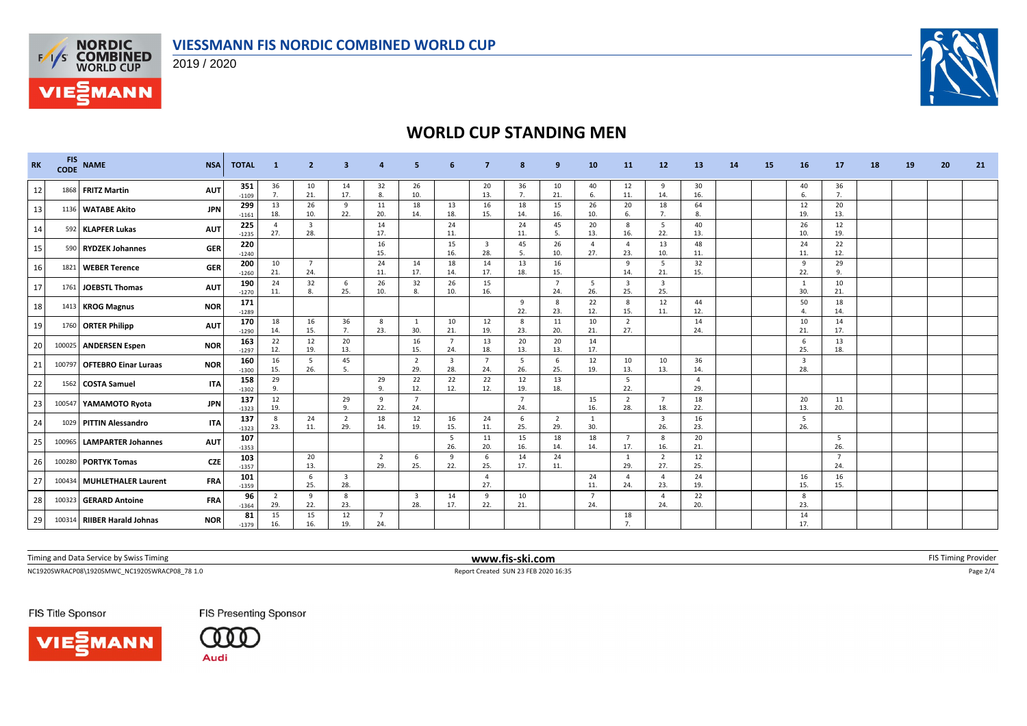# VIESSMANN FIS NORDIC COMBINED WORLD CUP

2019 / 2020

## WORLD CUP STANDING MEN

| RK | FIS CODE | NAME | NSA | TOTAL | 1 | 2 | 3 | 4 | 5 | 6 | 7 | 8 | 9 | 10 | 11 | 12 | 13 | 14 | 15 | 16 | 17 | 18 | 19 | 20 | 21 |
|---|---|---|---|---|---|---|---|---|---|---|---|---|---|---|---|---|---|---|---|---|---|---|---|---|---|
| 12 | 1868 | FRITZ Martin | AUT | 351 -1109 | 36 7. | 10 21. | 14 17. | 32 8. | 26 10. | | 20 13. | 36 7. | 10 21. | 40 6. | 12 11. | 9 14. | 30 16. | | | 40 6. | 36 7. | | | | |
| 13 | 1136 | WATABE Akito | JPN | 299 -1161 | 13 18. | 26 10. | 9 22. | 11 20. | 18 14. | 13 18. | 16 15. | 18 14. | 15 16. | 26 10. | 20 6. | 18 7. | 64 8. | | | 12 19. | 20 13. | | | | |
| 14 | 592 | KLAPFER Lukas | AUT | 225 -1235 | 4 27. | 3 28. | | 14 17. | | 24 11. | | 24 11. | 45 5. | 20 13. | 8 16. | 5 22. | 40 13. | | | 26 10. | 12 19. | | | | |
| 15 | 590 | RYDZEK Johannes | GER | 220 -1240 | | | | 16 15. | | 15 16. | 3 28. | 45 5. | 26 10. | 4 27. | 4 23. | 13 10. | 48 11. | | | 24 11. | 22 12. | | | | |
| 16 | 1821 | WEBER Terence | GER | 200 -1260 | 10 21. | 7 24. | | 24 11. | 14 17. | 18 14. | 14 17. | 13 18. | 16 15. | | 9 14. | 5 21. | 32 15. | | | 9 22. | 29 9. | | | | |
| 17 | 1761 | JOEBSTL Thomas | AUT | 190 -1270 | 24 11. | 32 8. | 6 25. | 26 10. | 32 8. | 26 10. | 15 16. | | 7 24. | 5 26. | 3 25. | 3 25. | | | | 1 30. | 10 21. | | | | |
| 18 | 1413 | KROG Magnus | NOR | 171 -1289 | | | | | | | | 9 22. | 8 23. | 22 12. | 8 15. | 12 11. | 44 12. | | | 50 4. | 18 14. | | | | |
| 19 | 1760 | ORTER Philipp | AUT | 170 -1290 | 18 14. | 16 15. | 36 7. | 8 23. | 1 30. | 10 21. | 12 19. | 8 23. | 11 20. | 10 21. | 2 27. | | 14 24. | | | 10 21. | 14 17. | | | | |
| 20 | 100025 | ANDERSEN Espen | NOR | 163 -1297 | 22 12. | 12 19. | 20 13. | | 16 15. | 7 24. | 13 18. | 20 13. | 20 13. | 14 17. | | | | | | 6 25. | 13 18. | | | | |
| 21 | 100797 | OFTEBRO Einar Luraas | NOR | 160 -1300 | 16 15. | 5 26. | 45 5. | | 2 29. | 3 28. | 7 24. | 5 26. | 6 25. | 12 19. | 10 13. | 10 13. | 36 14. | | | 3 28. | | | | | |
| 22 | 1562 | COSTA Samuel | ITA | 158 -1302 | 29 9. | | | 29 9. | 22 12. | 22 12. | 22 12. | 12 19. | 13 18. | | 5 22. | | 4 29. | | | | | | | | |
| 23 | 100547 | YAMAMOTO Ryota | JPN | 137 -1323 | 12 19. | | 29 9. | 9 22. | 7 24. | | | 7 24. | | 15 16. | 2 28. | 7 18. | 18 22. | | | 20 13. | 11 20. | | | | |
| 24 | 1029 | PITTIN Alessandro | ITA | 137 -1323 | 8 23. | 24 11. | 2 29. | 18 14. | 12 19. | 16 15. | 24 11. | 6 25. | 2 29. | 1 30. | | 3 26. | 16 23. | | | 5 26. | | | | | |
| 25 | 100965 | LAMPARTER Johannes | AUT | 107 -1353 | | | | | | 5 26. | 11 20. | 15 16. | 18 14. | 18 14. | 7 17. | 8 16. | 20 21. | | | | 5 26. | | | | |
| 26 | 100280 | PORTYK Tomas | CZE | 103 -1357 | | 20 13. | | 2 29. | 6 25. | 9 22. | 6 25. | 14 17. | 24 11. | | 1 29. | 2 27. | 12 25. | | | | 7 24. | | | | |
| 27 | 100434 | MUHLETHALER Laurent | FRA | 101 -1359 | | 6 25. | 3 28. | | | | 4 27. | | | 24 11. | 4 24. | 4 23. | 24 19. | | | 16 15. | 16 15. | | | | |
| 28 | 100323 | GERARD Antoine | FRA | 96 -1364 | 2 29. | 9 22. | 8 23. | | 3 28. | 14 17. | 9 22. | 10 21. | | 7 24. | | 4 24. | 22 20. | | | 8 23. | | | | | |
| 29 | 100314 | RIIBER Harald Johnas | NOR | 81 -1379 | 15 16. | 15 16. | 12 19. | 7 24. | | | | | | | 18 7. | | | | | 14 17. | | | | | |

Timing and Data Service by Swiss Timing

www.fis-ski.com

FIS Timing Provider

NC1920SWRACP08\1920SMWC_NC1920SWRACP08_78 1.0

Report Created SUN 23 FEB 2020 16:35

FIS Title Sponsor

FIS Presenting Sponsor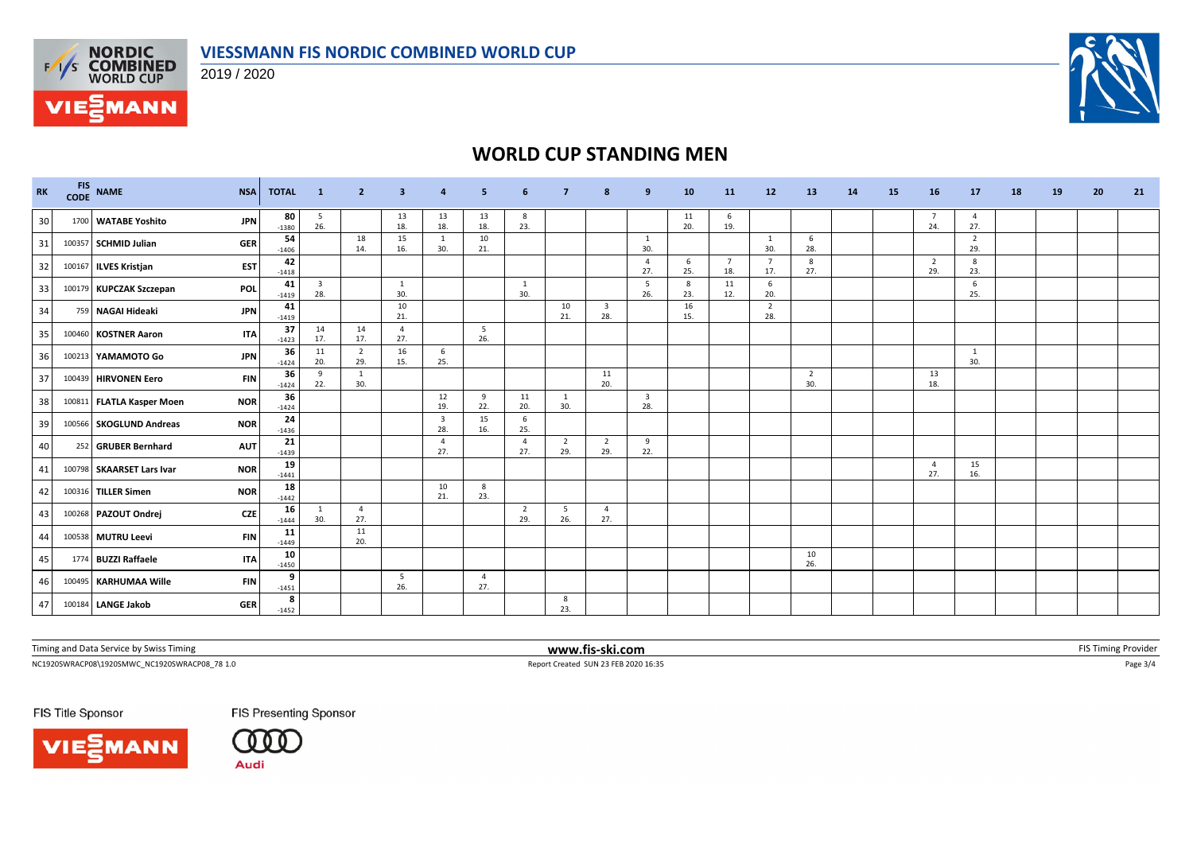# VIESSMANN FIS NORDIC COMBINED WORLD CUP

2019 / 2020

## WORLD CUP STANDING MEN

| RK | FIS CODE | NAME | NSA | TOTAL | 1 | 2 | 3 | 4 | 5 | 6 | 7 | 8 | 9 | 10 | 11 | 12 | 13 | 14 | 15 | 16 | 17 | 18 | 19 | 20 | 21 |
|---|---|---|---|---|---|---|---|---|---|---|---|---|---|---|---|---|---|---|---|---|---|---|---|---|---|
| 30 | 1700 | WATABE Yoshito | JPN | 80 -1380 | 5 26. | | 13 18. | 13 18. | 13 18. | 8 23. | | | | 11 20. | 6 19. | | | | | 7 24. | 4 27. | | | | |
| 31 | 100357 | SCHMID Julian | GER | 54 -1406 | | 18 14. | 15 16. | 1 30. | 10 21. | | | | 1 30. | | | 1 30. | 6 28. | | | | 2 29. | | | | |
| 32 | 100167 | ILVES Kristjan | EST | 42 -1418 | | | | | | | | | 4 27. | 6 25. | 7 18. | 7 17. | 8 27. | | | 2 29. | 8 23. | | | | |
| 33 | 100179 | KUPCZAK Szczepan | POL | 41 -1419 | 3 28. | | 1 30. | | | 1 30. | | | 5 26. | 8 23. | 11 12. | 6 20. | | | | | 6 25. | | | | |
| 34 | 759 | NAGAI Hideaki | JPN | 41 -1419 | | | 10 21. | | | | 10 21. | 3 28. | | 16 15. | | 2 28. | | | | | | | | | |
| 35 | 100460 | KOSTNER Aaron | ITA | 37 -1423 | 14 17. | 14 17. | 4 27. | | 5 26. | | | | | | | | | | | | | | | | |
| 36 | 100213 | YAMAMOTO Go | JPN | 36 -1424 | 11 20. | 2 29. | 16 15. | 6 25. | | | | | | | | | | | | | 1 30. | | | | |
| 37 | 100439 | HIRVONEN Eero | FIN | 36 -1424 | 9 22. | 1 30. | | | | | | 11 20. | | | | | 2 30. | | | 13 18. | | | | | |
| 38 | 100811 | FLATLA Kasper Moen | NOR | 36 -1424 | | | | 12 19. | 9 22. | 11 20. | 1 30. | | 3 28. | | | | | | | | | | | | |
| 39 | 100566 | SKOGLUND Andreas | NOR | 24 -1436 | | | | 3 28. | 15 16. | 6 25. | | | | | | | | | | | | | | | |
| 40 | 252 | GRUBER Bernhard | AUT | 21 -1439 | | | | 4 27. | | 4 27. | 2 29. | 2 29. | 9 22. | | | | | | | | | | | | |
| 41 | 100798 | SKAARSET Lars Ivar | NOR | 19 -1441 | | | | | | | | | | | | | | | | 4 27. | 15 16. | | | | |
| 42 | 100316 | TILLER Simen | NOR | 18 -1442 | | | | 10 21. | 8 23. | | | | | | | | | | | | | | | | |
| 43 | 100268 | PAZOUT Ondrej | CZE | 16 -1444 | 1 30. | 4 27. | | | | 2 29. | 5 26. | 4 27. | | | | | | | | | | | | | |
| 44 | 100538 | MUTRU Leevi | FIN | 11 -1449 | | 11 20. | | | | | | | | | | | | | | | | | | | |
| 45 | 1774 | BUZZI Raffaele | ITA | 10 -1450 | | | | | | | | | | | | | 10 26. | | | | | | | | |
| 46 | 100495 | KARHUMAA Wille | FIN | 9 -1451 | | | 5 26. | | 4 27. | | | | | | | | | | | | | | | | |
| 47 | 100184 | LANGE Jakob | GER | 8 -1452 | | | | | | | 8 23. | | | | | | | | | | | | | | |

Timing and Data Service by Swiss Timing

www.fis-ski.com

FIS Timing Provider

NC1920SWRACP08\1920SMWC_NC1920SWRACP08_78 1.0

Report Created SUN 23 FEB 2020 16:35

FIS Title Sponsor

FIS Presenting Sponsor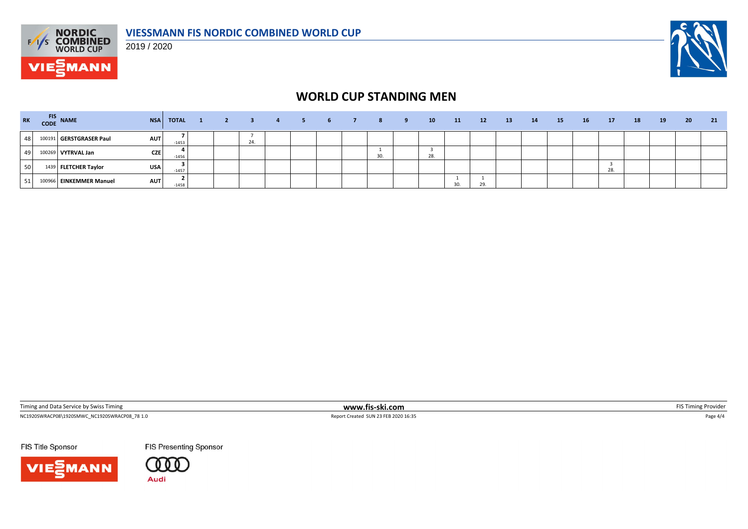# WORLD CUP STANDING MEN

| RK | FIS CODE | NAME | NSA | TOTAL | 1 | 2 | 3 | 4 | 5 | 6 | 7 | 8 | 9 | 10 | 11 | 12 | 13 | 14 | 15 | 16 | 17 | 18 | 19 | 20 | 21 |
|---|---|---|---|---|---|---|---|---|---|---|---|---|---|---|---|---|---|---|---|---|---|---|---|---|---|
| 48 | 100191 | GERSTGRASER Paul | AUT | 7 -1453 | | | 7 24. | | | | | | | | | | | | | | | | | | |
| 49 | 100269 | VYTRVAL Jan | CZE | 4 -1456 | | | | | | | | 1 30. | | 3 28. | | | | | | | | | | | |
| 50 | 1439 | FLETCHER Taylor | USA | 3 -1457 | | | | | | | | | | | | | | | | | 3 28. | | | | |
| 51 | 100966 | EINKEMMER Manuel | AUT | 2 -1458 | | | | | | | | | | | 1 30. | 1 29. | | | | | | | | | |